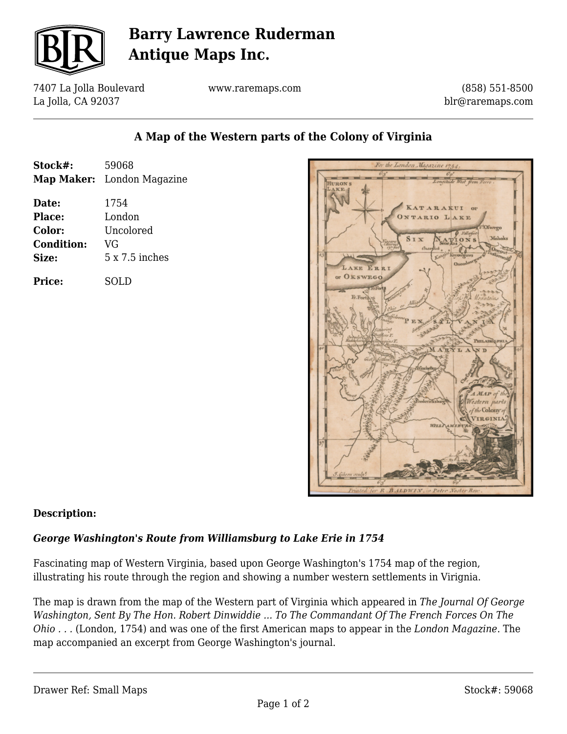# Barry Lawrence Ruderman Antique Maps Inc.

7407 La Jolla Boulevard
La Jolla, CA 92037

www.raremaps.com

(858) 551-8500
blr@raremaps.com

## A Map of the Western parts of the Colony of Virginia

**Stock#:** 59068
**Map Maker:** London Magazine

**Date:** 1754
**Place:** London
**Color:** Uncolored
**Condition:** VG
**Size:** 5 x 7.5 inches

**Price:** SOLD

### Description:

***George Washington's Route from Williamsburg to Lake Erie in 1754***

Fascinating map of Western Virginia, based upon George Washington's 1754 map of the region, illustrating his route through the region and showing a number western settlements in Virignia.

The map is drawn from the map of the Western part of Virginia which appeared in *The Journal Of George Washington, Sent By The Hon. Robert Dinwiddie ... To The Commandant Of The French Forces On The Ohio . . .* (London, 1754) and was one of the first American maps to appear in the *London Magazine*. The map accompanied an excerpt from George Washington's journal.

Drawer Ref: Small Maps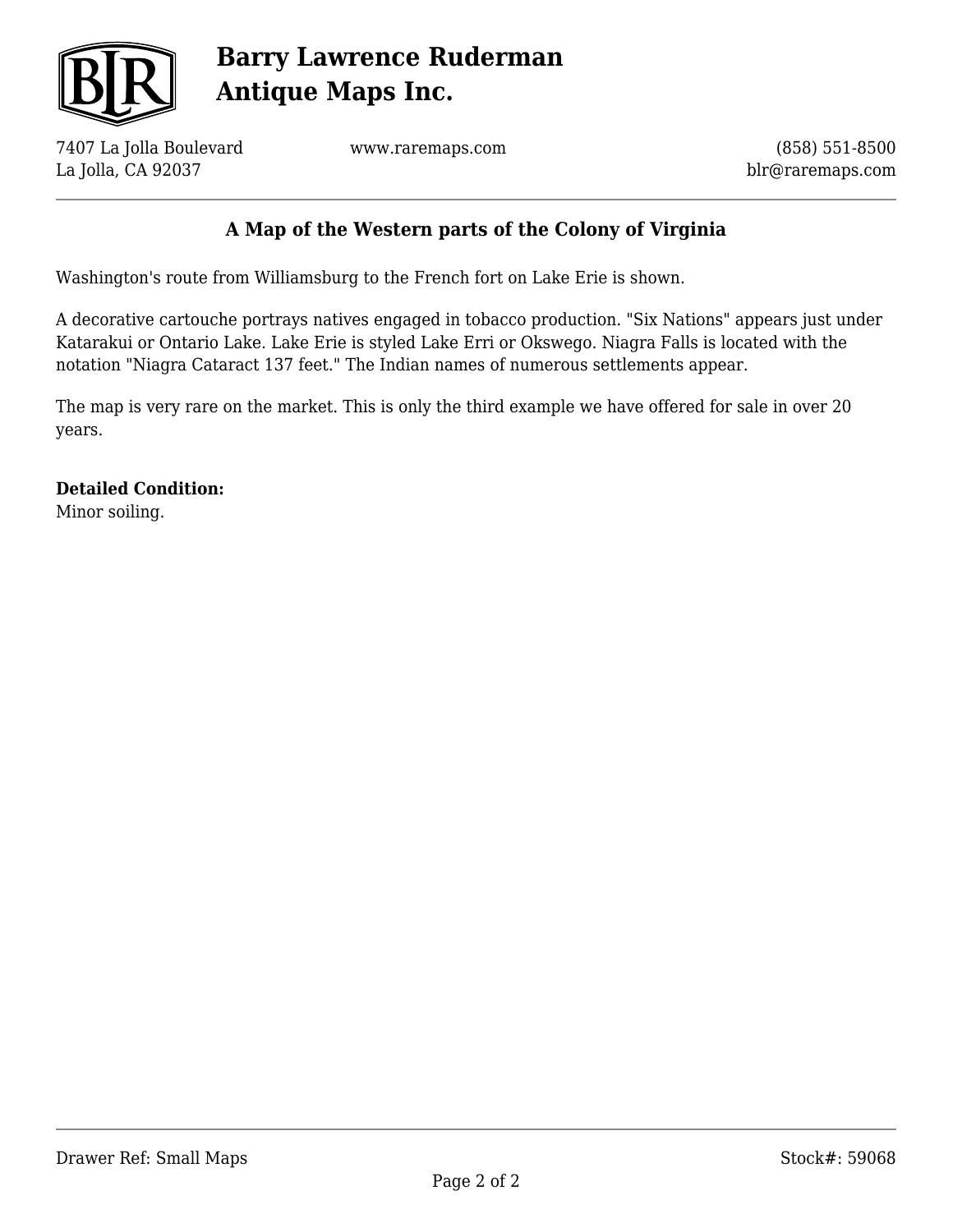## A Map of the Western parts of the Colony of Virginia

Washington's route from Williamsburg to the French fort on Lake Erie is shown.

A decorative cartouche portrays natives engaged in tobacco production. "Six Nations" appears just under Katarakui or Ontario Lake. Lake Erie is styled Lake Erri or Okswego. Niagra Falls is located with the notation "Niagra Cataract 137 feet." The Indian names of numerous settlements appear.

The map is very rare on the market. This is only the third example we have offered for sale in over 20 years.

**Detailed Condition:**
Minor soiling.